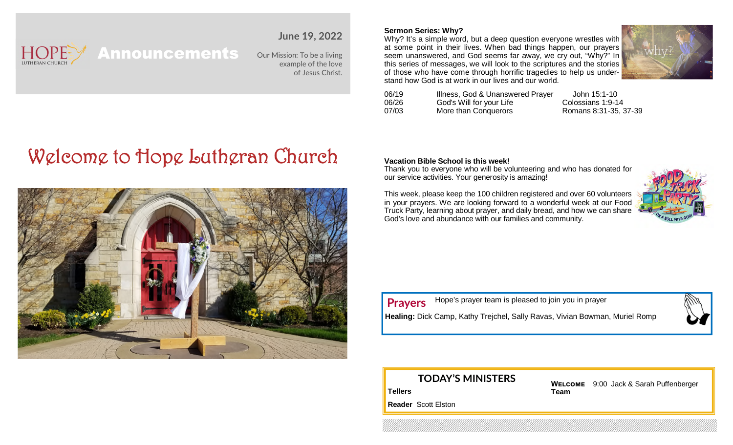HOPE LUTHERAN CHURCH

# Announcements

**June 19, 2022**

Our Mission: To be a living example of the love of Jesus Christ.

# Welcome to Hope Lutheran Church

**Sermon Series: Why?**

Why? It's a simple word, but a deep question everyone wrestles with at some point in their lives. When bad things happen, our prayers seem unanswered, and God seems far away, we cry out, "Why?" In this series of messages, we will look to the scriptures and the stories of those who have come through horrific tragedies to help us understand how God is at work in our lives and our world.

| | | |
|---|---|---|
| 06/19 | Illness, God & Unanswered Prayer | John 15:1-10 |
| 06/26 | God's Will for your Life | Colossians 1:9-14 |
| 07/03 | More than Conquerors | Romans 8:31-35, 37-39 |

**Vacation Bible School is this week!**

Thank you to everyone who will be volunteering and who has donated for our service activities. Your generosity is amazing!

This week, please keep the 100 children registered and over 60 volunteers in your prayers. We are looking forward to a wonderful week at our Food Truck Party, learning about prayer, and daily bread, and how we can share God's love and abundance with our families and community.

## Prayers

Hope's prayer team is pleased to join you in prayer

**Healing:** Dick Camp, Kathy Trejchel, Sally Ravas, Vivian Bowman, Muriel Romp

## TODAY'S MINISTERS

**Tellers**

**Reader** Scott Elston

**Welcome Team** 9:00 Jack & Sarah Puffenberger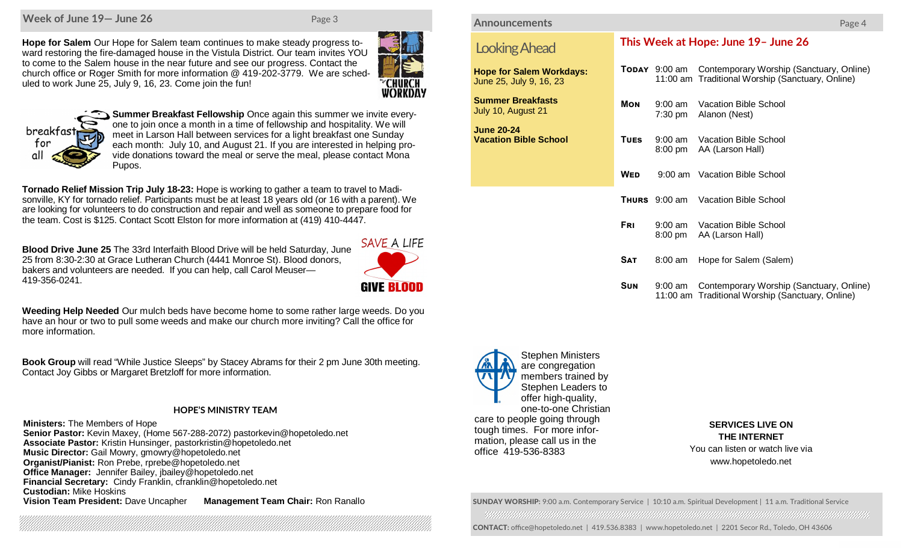## Week of June 19— June 26

**Hope for Salem** Our Hope for Salem team continues to make steady progress toward restoring the fire-damaged house in the Vistula District. Our team invites YOU to come to the Salem house in the near future and see our progress. Contact the church office or Roger Smith for more information @ 419-202-3779. We are scheduled to work June 25, July 9, 16, 23. Come join the fun!

**Summer Breakfast Fellowship** Once again this summer we invite everyone to join once a month in a time of fellowship and hospitality. We will meet in Larson Hall between services for a light breakfast one Sunday each month: July 10, and August 21. If you are interested in helping provide donations toward the meal or serve the meal, please contact Mona Pupos.

**Tornado Relief Mission Trip July 18-23:** Hope is working to gather a team to travel to Madisonville, KY for tornado relief. Participants must be at least 18 years old (or 16 with a parent). We are looking for volunteers to do construction and repair and well as someone to prepare food for the team. Cost is $125. Contact Scott Elston for more information at (419) 410-4447.

**Blood Drive June 25** The 33rd Interfaith Blood Drive will be held Saturday, June 25 from 8:30-2:30 at Grace Lutheran Church (4441 Monroe St). Blood donors, bakers and volunteers are needed. If you can help, call Carol Meuser—419-356-0241.

**Weeding Help Needed** Our mulch beds have become home to some rather large weeds. Do you have an hour or two to pull some weeds and make our church more inviting? Call the office for more information.

**Book Group** will read "While Justice Sleeps" by Stacey Abrams for their 2 pm June 30th meeting. Contact Joy Gibbs or Margaret Bretzloff for more information.

### HOPE'S MINISTRY TEAM

**Ministers:** The Members of Hope
**Senior Pastor:** Kevin Maxey, (Home 567-288-2072) pastorkevin@hopetoledo.net
**Associate Pastor:** Kristin Hunsinger, pastorkristin@hopetoledo.net
**Music Director:** Gail Mowry, gmowry@hopetoledo.net
**Organist/Pianist:** Ron Prebe, rprebe@hopetoledo.net
**Office Manager:** Jennifer Bailey, jbailey@hopetoledo.net
**Financial Secretary:** Cindy Franklin, cfranklin@hopetoledo.net
**Custodian:** Mike Hoskins
**Vision Team President:** Dave Uncapher **Management Team Chair:** Ron Ranallo

## Announcements

### Looking Ahead

**Hope for Salem Workdays:**
June 25, July 9, 16, 23

**Summer Breakfasts**
July 10, August 21

**June 20-24**
**Vacation Bible School**

### This Week at Hope: June 19– June 26

| | | |
|---|---|---|
| **TODAY** | 9:00 am<br>11:00 am | Contemporary Worship (Sanctuary, Online)<br>Traditional Worship (Sanctuary, Online) |
| **MON** | 9:00 am<br>7:30 pm | Vacation Bible School<br>Alanon (Nest) |
| **TUES** | 9:00 am<br>8:00 pm | Vacation Bible School<br>AA (Larson Hall) |
| **WED** | 9:00 am | Vacation Bible School |
| **THURS** | 9:00 am | Vacation Bible School |
| **FRI** | 9:00 am<br>8:00 pm | Vacation Bible School<br>AA (Larson Hall) |
| **SAT** | 8:00 am | Hope for Salem (Salem) |
| **SUN** | 9:00 am<br>11:00 am | Contemporary Worship (Sanctuary, Online)<br>Traditional Worship (Sanctuary, Online) |

Stephen Ministers are congregation members trained by Stephen Leaders to offer high-quality, one-to-one Christian care to people going through tough times. For more information, please call us in the office 419-536-8383

**SERVICES LIVE ON THE INTERNET**
You can listen or watch live via
www.hopetoledo.net

**SUNDAY WORSHIP:** 9:00 a.m. Contemporary Service | 10:10 a.m. Spiritual Development | 11 a.m. Traditional Service

**CONTACT:** office@hopetoledo.net | 419.536.8383 | www.hopetoledo.net | 2201 Secor Rd., Toledo, OH 43606